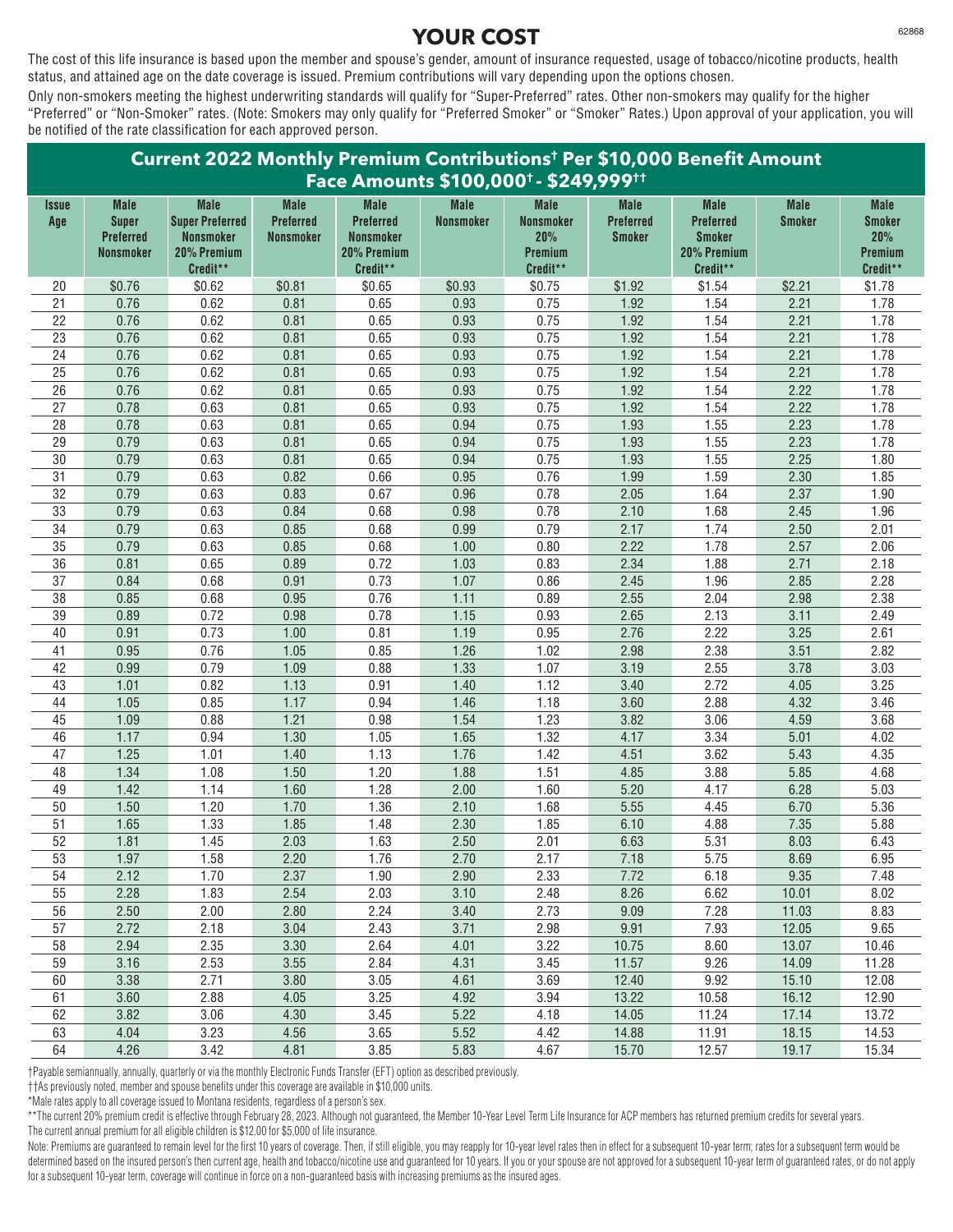# YOUR COST

The cost of this life insurance is based upon the member and spouse's gender, amount of insurance requested, usage of tobacco/nicotine products, health status, and attained age on the date coverage is issued. Premium contributions will vary depending upon the options chosen.

Only non-smokers meeting the highest underwriting standards will qualify for "Super-Preferred" rates. Other non-smokers may qualify for the higher "Preferred" or "Non-Smoker" rates. (Note: Smokers may only qualify for "Preferred Smoker" or "Smoker" Rates.) Upon approval of your application, you will be notified of the rate classification for each approved person.

## Current 2022 Monthly Premium Contributions† Per $10,000 Benefit Amount Face Amounts $100,000† - $249,999††

| Issue Age | Male Super Preferred Nonsmoker | Male Super Preferred Nonsmoker 20% Premium Credit** | Male Preferred Nonsmoker | Male Preferred Nonsmoker 20% Premium Credit** | Male Nonsmoker | Male Nonsmoker 20% Premium Credit** | Male Preferred Smoker | Male Preferred Smoker 20% Premium Credit** | Male Smoker | Male Smoker 20% Premium Credit** |
|---|---|---|---|---|---|---|---|---|---|---|
| 20 | $0.76 | $0.62 | $0.81 | $0.65 | $0.93 | $0.75 | $1.92 | $1.54 | $2.21 | $1.78 |
| 21 | 0.76 | 0.62 | 0.81 | 0.65 | 0.93 | 0.75 | 1.92 | 1.54 | 2.21 | 1.78 |
| 22 | 0.76 | 0.62 | 0.81 | 0.65 | 0.93 | 0.75 | 1.92 | 1.54 | 2.21 | 1.78 |
| 23 | 0.76 | 0.62 | 0.81 | 0.65 | 0.93 | 0.75 | 1.92 | 1.54 | 2.21 | 1.78 |
| 24 | 0.76 | 0.62 | 0.81 | 0.65 | 0.93 | 0.75 | 1.92 | 1.54 | 2.21 | 1.78 |
| 25 | 0.76 | 0.62 | 0.81 | 0.65 | 0.93 | 0.75 | 1.92 | 1.54 | 2.21 | 1.78 |
| 26 | 0.76 | 0.62 | 0.81 | 0.65 | 0.93 | 0.75 | 1.92 | 1.54 | 2.22 | 1.78 |
| 27 | 0.78 | 0.63 | 0.81 | 0.65 | 0.93 | 0.75 | 1.92 | 1.54 | 2.22 | 1.78 |
| 28 | 0.78 | 0.63 | 0.81 | 0.65 | 0.94 | 0.75 | 1.93 | 1.55 | 2.23 | 1.78 |
| 29 | 0.79 | 0.63 | 0.81 | 0.65 | 0.94 | 0.75 | 1.93 | 1.55 | 2.23 | 1.78 |
| 30 | 0.79 | 0.63 | 0.81 | 0.65 | 0.94 | 0.75 | 1.93 | 1.55 | 2.25 | 1.80 |
| 31 | 0.79 | 0.63 | 0.82 | 0.66 | 0.95 | 0.76 | 1.99 | 1.59 | 2.30 | 1.85 |
| 32 | 0.79 | 0.63 | 0.83 | 0.67 | 0.96 | 0.78 | 2.05 | 1.64 | 2.37 | 1.90 |
| 33 | 0.79 | 0.63 | 0.84 | 0.68 | 0.98 | 0.78 | 2.10 | 1.68 | 2.45 | 1.96 |
| 34 | 0.79 | 0.63 | 0.85 | 0.68 | 0.99 | 0.79 | 2.17 | 1.74 | 2.50 | 2.01 |
| 35 | 0.79 | 0.63 | 0.85 | 0.68 | 1.00 | 0.80 | 2.22 | 1.78 | 2.57 | 2.06 |
| 36 | 0.81 | 0.65 | 0.89 | 0.72 | 1.03 | 0.83 | 2.34 | 1.88 | 2.71 | 2.18 |
| 37 | 0.84 | 0.68 | 0.91 | 0.73 | 1.07 | 0.86 | 2.45 | 1.96 | 2.85 | 2.28 |
| 38 | 0.85 | 0.68 | 0.95 | 0.76 | 1.11 | 0.89 | 2.55 | 2.04 | 2.98 | 2.38 |
| 39 | 0.89 | 0.72 | 0.98 | 0.78 | 1.15 | 0.93 | 2.65 | 2.13 | 3.11 | 2.49 |
| 40 | 0.91 | 0.73 | 1.00 | 0.81 | 1.19 | 0.95 | 2.76 | 2.22 | 3.25 | 2.61 |
| 41 | 0.95 | 0.76 | 1.05 | 0.85 | 1.26 | 1.02 | 2.98 | 2.38 | 3.51 | 2.82 |
| 42 | 0.99 | 0.79 | 1.09 | 0.88 | 1.33 | 1.07 | 3.19 | 2.55 | 3.78 | 3.03 |
| 43 | 1.01 | 0.82 | 1.13 | 0.91 | 1.40 | 1.12 | 3.40 | 2.72 | 4.05 | 3.25 |
| 44 | 1.05 | 0.85 | 1.17 | 0.94 | 1.46 | 1.18 | 3.60 | 2.88 | 4.32 | 3.46 |
| 45 | 1.09 | 0.88 | 1.21 | 0.98 | 1.54 | 1.23 | 3.82 | 3.06 | 4.59 | 3.68 |
| 46 | 1.17 | 0.94 | 1.30 | 1.05 | 1.65 | 1.32 | 4.17 | 3.34 | 5.01 | 4.02 |
| 47 | 1.25 | 1.01 | 1.40 | 1.13 | 1.76 | 1.42 | 4.51 | 3.62 | 5.43 | 4.35 |
| 48 | 1.34 | 1.08 | 1.50 | 1.20 | 1.88 | 1.51 | 4.85 | 3.88 | 5.85 | 4.68 |
| 49 | 1.42 | 1.14 | 1.60 | 1.28 | 2.00 | 1.60 | 5.20 | 4.17 | 6.28 | 5.03 |
| 50 | 1.50 | 1.20 | 1.70 | 1.36 | 2.10 | 1.68 | 5.55 | 4.45 | 6.70 | 5.36 |
| 51 | 1.65 | 1.33 | 1.85 | 1.48 | 2.30 | 1.85 | 6.10 | 4.88 | 7.35 | 5.88 |
| 52 | 1.81 | 1.45 | 2.03 | 1.63 | 2.50 | 2.01 | 6.63 | 5.31 | 8.03 | 6.43 |
| 53 | 1.97 | 1.58 | 2.20 | 1.76 | 2.70 | 2.17 | 7.18 | 5.75 | 8.69 | 6.95 |
| 54 | 2.12 | 1.70 | 2.37 | 1.90 | 2.90 | 2.33 | 7.72 | 6.18 | 9.35 | 7.48 |
| 55 | 2.28 | 1.83 | 2.54 | 2.03 | 3.10 | 2.48 | 8.26 | 6.62 | 10.01 | 8.02 |
| 56 | 2.50 | 2.00 | 2.80 | 2.24 | 3.40 | 2.73 | 9.09 | 7.28 | 11.03 | 8.83 |
| 57 | 2.72 | 2.18 | 3.04 | 2.43 | 3.71 | 2.98 | 9.91 | 7.93 | 12.05 | 9.65 |
| 58 | 2.94 | 2.35 | 3.30 | 2.64 | 4.01 | 3.22 | 10.75 | 8.60 | 13.07 | 10.46 |
| 59 | 3.16 | 2.53 | 3.55 | 2.84 | 4.31 | 3.45 | 11.57 | 9.26 | 14.09 | 11.28 |
| 60 | 3.38 | 2.71 | 3.80 | 3.05 | 4.61 | 3.69 | 12.40 | 9.92 | 15.10 | 12.08 |
| 61 | 3.60 | 2.88 | 4.05 | 3.25 | 4.92 | 3.94 | 13.22 | 10.58 | 16.12 | 12.90 |
| 62 | 3.82 | 3.06 | 4.30 | 3.45 | 5.22 | 4.18 | 14.05 | 11.24 | 17.14 | 13.72 |
| 63 | 4.04 | 3.23 | 4.56 | 3.65 | 5.52 | 4.42 | 14.88 | 11.91 | 18.15 | 14.53 |
| 64 | 4.26 | 3.42 | 4.81 | 3.85 | 5.83 | 4.67 | 15.70 | 12.57 | 19.17 | 15.34 |

†Payable semiannually, annually, quarterly or via the monthly Electronic Funds Transfer (EFT) option as described previously.

††As previously noted, member and spouse benefits under this coverage are available in $10,000 units.

*Male rates apply to all coverage issued to Montana residents, regardless of a person's sex.

**The current 20% premium credit is effective through February 28, 2023. Although not guaranteed, the Member 10-Year Level Term Life Insurance for ACP members has returned premium credits for several years.

The current annual premium for all eligible children is $12.00 for $5,000 of life insurance.

Note: Premiums are guaranteed to remain level for the first 10 years of coverage. Then, if still eligible, you may reapply for 10-year level rates then in effect for a subsequent 10-year term; rates for a subsequent term would be determined based on the insured person's then current age, health and tobacco/nicotine use and guaranteed for 10 years. If you or your spouse are not approved for a subsequent 10-year term of guaranteed rates, or do not apply for a subsequent 10-year term, coverage will continue in force on a non-guaranteed basis with increasing premiums as the insured ages.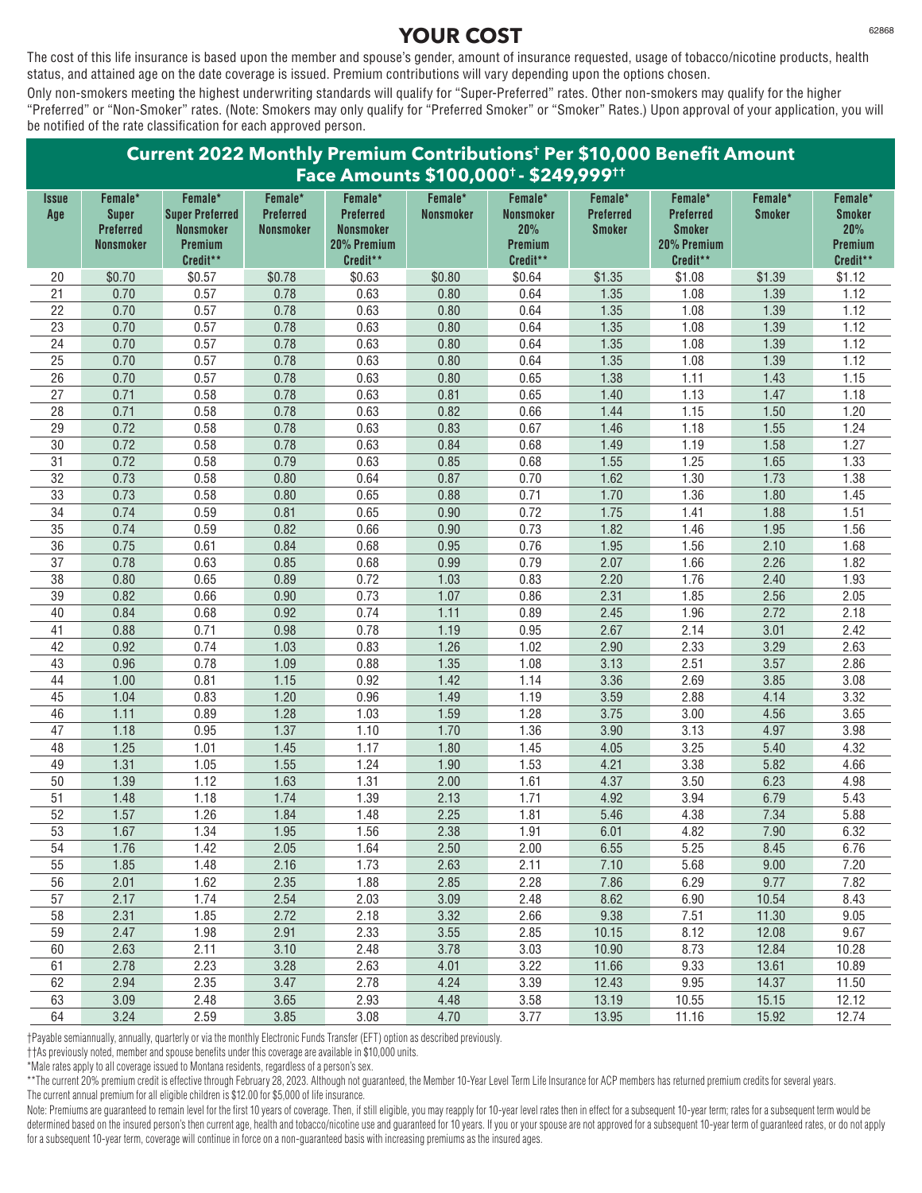# YOUR COST

The cost of this life insurance is based upon the member and spouse's gender, amount of insurance requested, usage of tobacco/nicotine products, health status, and attained age on the date coverage is issued. Premium contributions will vary depending upon the options chosen.

Only non-smokers meeting the highest underwriting standards will qualify for "Super-Preferred" rates. Other non-smokers may qualify for the higher "Preferred" or "Non-Smoker" rates. (Note: Smokers may only qualify for "Preferred Smoker" or "Smoker" Rates.) Upon approval of your application, you will be notified of the rate classification for each approved person.

## Current 2022 Monthly Premium Contributions† Per $10,000 Benefit Amount
## Face Amounts $100,000† - $249,999††

| Issue Age | Female* Super Preferred Nonsmoker | Female* Super Preferred Nonsmoker Premium Credit** | Female* Preferred Nonsmoker | Female* Preferred Nonsmoker 20% Premium Credit** | Female* Nonsmoker | Female* Nonsmoker 20% Premium Credit** | Female* Preferred Smoker | Female* Preferred Smoker 20% Premium Credit** | Female* Smoker | Female* Smoker 20% Premium Credit** |
|---|---|---|---|---|---|---|---|---|---|---|
| 20 | $0.70 | $0.57 | $0.78 | $0.63 | $0.80 | $0.64 | $1.35 | $1.08 | $1.39 | $1.12 |
| 21 | 0.70 | 0.57 | 0.78 | 0.63 | 0.80 | 0.64 | 1.35 | 1.08 | 1.39 | 1.12 |
| 22 | 0.70 | 0.57 | 0.78 | 0.63 | 0.80 | 0.64 | 1.35 | 1.08 | 1.39 | 1.12 |
| 23 | 0.70 | 0.57 | 0.78 | 0.63 | 0.80 | 0.64 | 1.35 | 1.08 | 1.39 | 1.12 |
| 24 | 0.70 | 0.57 | 0.78 | 0.63 | 0.80 | 0.64 | 1.35 | 1.08 | 1.39 | 1.12 |
| 25 | 0.70 | 0.57 | 0.78 | 0.63 | 0.80 | 0.64 | 1.35 | 1.08 | 1.39 | 1.12 |
| 26 | 0.70 | 0.57 | 0.78 | 0.63 | 0.80 | 0.65 | 1.38 | 1.11 | 1.43 | 1.15 |
| 27 | 0.71 | 0.58 | 0.78 | 0.63 | 0.81 | 0.65 | 1.40 | 1.13 | 1.47 | 1.18 |
| 28 | 0.71 | 0.58 | 0.78 | 0.63 | 0.82 | 0.66 | 1.44 | 1.15 | 1.50 | 1.20 |
| 29 | 0.72 | 0.58 | 0.78 | 0.63 | 0.83 | 0.67 | 1.46 | 1.18 | 1.55 | 1.24 |
| 30 | 0.72 | 0.58 | 0.78 | 0.63 | 0.84 | 0.68 | 1.49 | 1.19 | 1.58 | 1.27 |
| 31 | 0.72 | 0.58 | 0.79 | 0.63 | 0.85 | 0.68 | 1.55 | 1.25 | 1.65 | 1.33 |
| 32 | 0.73 | 0.58 | 0.80 | 0.64 | 0.87 | 0.70 | 1.62 | 1.30 | 1.73 | 1.38 |
| 33 | 0.73 | 0.58 | 0.80 | 0.65 | 0.88 | 0.71 | 1.70 | 1.36 | 1.80 | 1.45 |
| 34 | 0.74 | 0.59 | 0.81 | 0.65 | 0.90 | 0.72 | 1.75 | 1.41 | 1.88 | 1.51 |
| 35 | 0.74 | 0.59 | 0.82 | 0.66 | 0.90 | 0.73 | 1.82 | 1.46 | 1.95 | 1.56 |
| 36 | 0.75 | 0.61 | 0.84 | 0.68 | 0.95 | 0.76 | 1.95 | 1.56 | 2.10 | 1.68 |
| 37 | 0.78 | 0.63 | 0.85 | 0.68 | 0.99 | 0.79 | 2.07 | 1.66 | 2.26 | 1.82 |
| 38 | 0.80 | 0.65 | 0.89 | 0.72 | 1.03 | 0.83 | 2.20 | 1.76 | 2.40 | 1.93 |
| 39 | 0.82 | 0.66 | 0.90 | 0.73 | 1.07 | 0.86 | 2.31 | 1.85 | 2.56 | 2.05 |
| 40 | 0.84 | 0.68 | 0.92 | 0.74 | 1.11 | 0.89 | 2.45 | 1.96 | 2.72 | 2.18 |
| 41 | 0.88 | 0.71 | 0.98 | 0.78 | 1.19 | 0.95 | 2.67 | 2.14 | 3.01 | 2.42 |
| 42 | 0.92 | 0.74 | 1.03 | 0.83 | 1.26 | 1.02 | 2.90 | 2.33 | 3.29 | 2.63 |
| 43 | 0.96 | 0.78 | 1.09 | 0.88 | 1.35 | 1.08 | 3.13 | 2.51 | 3.57 | 2.86 |
| 44 | 1.00 | 0.81 | 1.15 | 0.92 | 1.42 | 1.14 | 3.36 | 2.69 | 3.85 | 3.08 |
| 45 | 1.04 | 0.83 | 1.20 | 0.96 | 1.49 | 1.19 | 3.59 | 2.88 | 4.14 | 3.32 |
| 46 | 1.11 | 0.89 | 1.28 | 1.03 | 1.59 | 1.28 | 3.75 | 3.00 | 4.56 | 3.65 |
| 47 | 1.18 | 0.95 | 1.37 | 1.10 | 1.70 | 1.36 | 3.90 | 3.13 | 4.97 | 3.98 |
| 48 | 1.25 | 1.01 | 1.45 | 1.17 | 1.80 | 1.45 | 4.05 | 3.25 | 5.40 | 4.32 |
| 49 | 1.31 | 1.05 | 1.55 | 1.24 | 1.90 | 1.53 | 4.21 | 3.38 | 5.82 | 4.66 |
| 50 | 1.39 | 1.12 | 1.63 | 1.31 | 2.00 | 1.61 | 4.37 | 3.50 | 6.23 | 4.98 |
| 51 | 1.48 | 1.18 | 1.74 | 1.39 | 2.13 | 1.71 | 4.92 | 3.94 | 6.79 | 5.43 |
| 52 | 1.57 | 1.26 | 1.84 | 1.48 | 2.25 | 1.81 | 5.46 | 4.38 | 7.34 | 5.88 |
| 53 | 1.67 | 1.34 | 1.95 | 1.56 | 2.38 | 1.91 | 6.01 | 4.82 | 7.90 | 6.32 |
| 54 | 1.76 | 1.42 | 2.05 | 1.64 | 2.50 | 2.00 | 6.55 | 5.25 | 8.45 | 6.76 |
| 55 | 1.85 | 1.48 | 2.16 | 1.73 | 2.63 | 2.11 | 7.10 | 5.68 | 9.00 | 7.20 |
| 56 | 2.01 | 1.62 | 2.35 | 1.88 | 2.85 | 2.28 | 7.86 | 6.29 | 9.77 | 7.82 |
| 57 | 2.17 | 1.74 | 2.54 | 2.03 | 3.09 | 2.48 | 8.62 | 6.90 | 10.54 | 8.43 |
| 58 | 2.31 | 1.85 | 2.72 | 2.18 | 3.32 | 2.66 | 9.38 | 7.51 | 11.30 | 9.05 |
| 59 | 2.47 | 1.98 | 2.91 | 2.33 | 3.55 | 2.85 | 10.15 | 8.12 | 12.08 | 9.67 |
| 60 | 2.63 | 2.11 | 3.10 | 2.48 | 3.78 | 3.03 | 10.90 | 8.73 | 12.84 | 10.28 |
| 61 | 2.78 | 2.23 | 3.28 | 2.63 | 4.01 | 3.22 | 11.66 | 9.33 | 13.61 | 10.89 |
| 62 | 2.94 | 2.35 | 3.47 | 2.78 | 4.24 | 3.39 | 12.43 | 9.95 | 14.37 | 11.50 |
| 63 | 3.09 | 2.48 | 3.65 | 2.93 | 4.48 | 3.58 | 13.19 | 10.55 | 15.15 | 12.12 |
| 64 | 3.24 | 2.59 | 3.85 | 3.08 | 4.70 | 3.77 | 13.95 | 11.16 | 15.92 | 12.74 |

†Payable semiannually, annually, quarterly or via the monthly Electronic Funds Transfer (EFT) option as described previously.

††As previously noted, member and spouse benefits under this coverage are available in $10,000 units.

*Male rates apply to all coverage issued to Montana residents, regardless of a person's sex.

**The current 20% premium credit is effective through February 28, 2023. Although not guaranteed, the Member 10-Year Level Term Life Insurance for ACP members has returned premium credits for several years.

The current annual premium for all eligible children is $12.00 for $5,000 of life insurance.

Note: Premiums are guaranteed to remain level for the first 10 years of coverage. Then, if still eligible, you may reapply for 10-year level rates then in effect for a subsequent 10-year term; rates for a subsequent term would be determined based on the insured person's then current age, health and tobacco/nicotine use and guaranteed for 10 years. If you or your spouse are not approved for a subsequent 10-year term of guaranteed rates, or do not apply for a subsequent 10-year term, coverage will continue in force on a non-guaranteed basis with increasing premiums as the insured ages.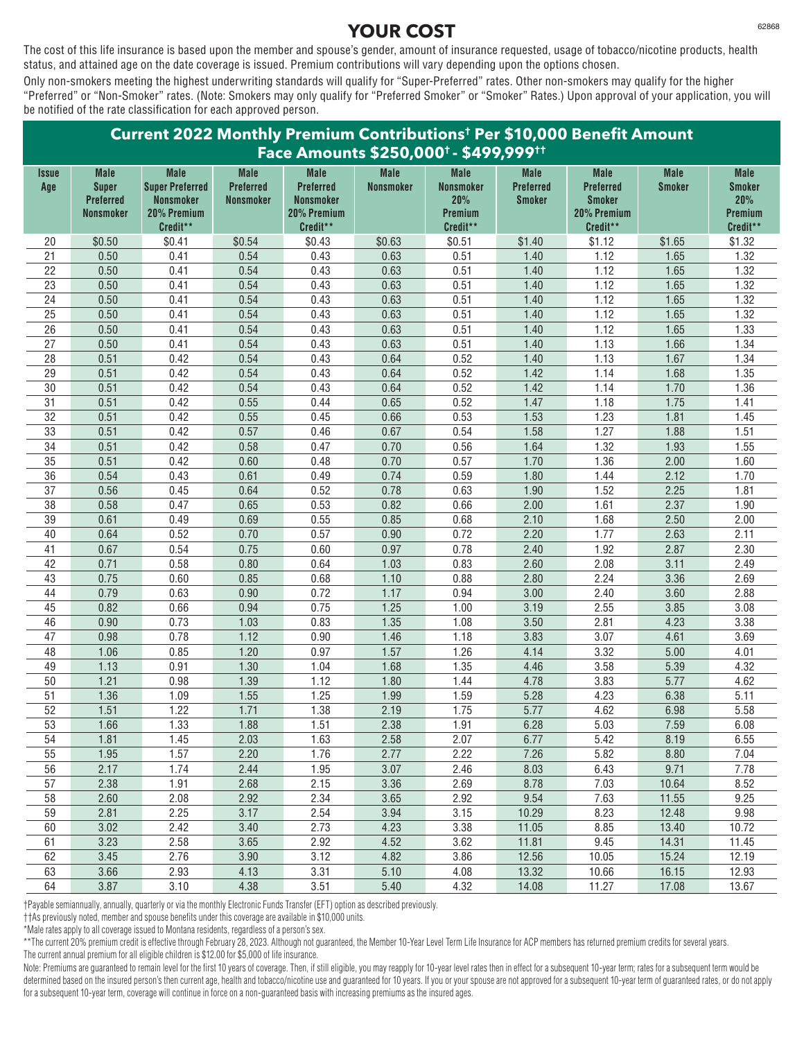# YOUR COST

The cost of this life insurance is based upon the member and spouse's gender, amount of insurance requested, usage of tobacco/nicotine products, health status, and attained age on the date coverage is issued. Premium contributions will vary depending upon the options chosen.

Only non-smokers meeting the highest underwriting standards will qualify for "Super-Preferred" rates. Other non-smokers may qualify for the higher "Preferred" or "Non-Smoker" rates. (Note: Smokers may only qualify for "Preferred Smoker" or "Smoker" Rates.) Upon approval of your application, you will be notified of the rate classification for each approved person.

## Current 2022 Monthly Premium Contributions† Per $10,000 Benefit Amount Face Amounts $250,000† - $499,999††

| Issue Age | Male Super Preferred Nonsmoker | Male Super Preferred Nonsmoker 20% Premium Credit** | Male Preferred Nonsmoker | Male Preferred Nonsmoker 20% Premium Credit** | Male Nonsmoker | Male Nonsmoker 20% Premium Credit** | Male Preferred Smoker | Male Preferred Smoker 20% Premium Credit** | Male Smoker | Male Smoker 20% Premium Credit** |
|---|---|---|---|---|---|---|---|---|---|---|
| 20 | $0.50 | $0.41 | $0.54 | $0.43 | $0.63 | $0.51 | $1.40 | $1.12 | $1.65 | $1.32 |
| 21 | 0.50 | 0.41 | 0.54 | 0.43 | 0.63 | 0.51 | 1.40 | 1.12 | 1.65 | 1.32 |
| 22 | 0.50 | 0.41 | 0.54 | 0.43 | 0.63 | 0.51 | 1.40 | 1.12 | 1.65 | 1.32 |
| 23 | 0.50 | 0.41 | 0.54 | 0.43 | 0.63 | 0.51 | 1.40 | 1.12 | 1.65 | 1.32 |
| 24 | 0.50 | 0.41 | 0.54 | 0.43 | 0.63 | 0.51 | 1.40 | 1.12 | 1.65 | 1.32 |
| 25 | 0.50 | 0.41 | 0.54 | 0.43 | 0.63 | 0.51 | 1.40 | 1.12 | 1.65 | 1.32 |
| 26 | 0.50 | 0.41 | 0.54 | 0.43 | 0.63 | 0.51 | 1.40 | 1.12 | 1.65 | 1.33 |
| 27 | 0.50 | 0.41 | 0.54 | 0.43 | 0.63 | 0.51 | 1.40 | 1.13 | 1.66 | 1.34 |
| 28 | 0.51 | 0.42 | 0.54 | 0.43 | 0.64 | 0.52 | 1.40 | 1.13 | 1.67 | 1.34 |
| 29 | 0.51 | 0.42 | 0.54 | 0.43 | 0.64 | 0.52 | 1.42 | 1.14 | 1.68 | 1.35 |
| 30 | 0.51 | 0.42 | 0.54 | 0.43 | 0.64 | 0.52 | 1.42 | 1.14 | 1.70 | 1.36 |
| 31 | 0.51 | 0.42 | 0.55 | 0.44 | 0.65 | 0.52 | 1.47 | 1.18 | 1.75 | 1.41 |
| 32 | 0.51 | 0.42 | 0.55 | 0.45 | 0.66 | 0.53 | 1.53 | 1.23 | 1.81 | 1.45 |
| 33 | 0.51 | 0.42 | 0.57 | 0.46 | 0.67 | 0.54 | 1.58 | 1.27 | 1.88 | 1.51 |
| 34 | 0.51 | 0.42 | 0.58 | 0.47 | 0.70 | 0.56 | 1.64 | 1.32 | 1.93 | 1.55 |
| 35 | 0.51 | 0.42 | 0.60 | 0.48 | 0.70 | 0.57 | 1.70 | 1.36 | 2.00 | 1.60 |
| 36 | 0.54 | 0.43 | 0.61 | 0.49 | 0.74 | 0.59 | 1.80 | 1.44 | 2.12 | 1.70 |
| 37 | 0.56 | 0.45 | 0.64 | 0.52 | 0.78 | 0.63 | 1.90 | 1.52 | 2.25 | 1.81 |
| 38 | 0.58 | 0.47 | 0.65 | 0.53 | 0.82 | 0.66 | 2.00 | 1.61 | 2.37 | 1.90 |
| 39 | 0.61 | 0.49 | 0.69 | 0.55 | 0.85 | 0.68 | 2.10 | 1.68 | 2.50 | 2.00 |
| 40 | 0.64 | 0.52 | 0.70 | 0.57 | 0.90 | 0.72 | 2.20 | 1.77 | 2.63 | 2.11 |
| 41 | 0.67 | 0.54 | 0.75 | 0.60 | 0.97 | 0.78 | 2.40 | 1.92 | 2.87 | 2.30 |
| 42 | 0.71 | 0.58 | 0.80 | 0.64 | 1.03 | 0.83 | 2.60 | 2.08 | 3.11 | 2.49 |
| 43 | 0.75 | 0.60 | 0.85 | 0.68 | 1.10 | 0.88 | 2.80 | 2.24 | 3.36 | 2.69 |
| 44 | 0.79 | 0.63 | 0.90 | 0.72 | 1.17 | 0.94 | 3.00 | 2.40 | 3.60 | 2.88 |
| 45 | 0.82 | 0.66 | 0.94 | 0.75 | 1.25 | 1.00 | 3.19 | 2.55 | 3.85 | 3.08 |
| 46 | 0.90 | 0.73 | 1.03 | 0.83 | 1.35 | 1.08 | 3.50 | 2.81 | 4.23 | 3.38 |
| 47 | 0.98 | 0.78 | 1.12 | 0.90 | 1.46 | 1.18 | 3.83 | 3.07 | 4.61 | 3.69 |
| 48 | 1.06 | 0.85 | 1.20 | 0.97 | 1.57 | 1.26 | 4.14 | 3.32 | 5.00 | 4.01 |
| 49 | 1.13 | 0.91 | 1.30 | 1.04 | 1.68 | 1.35 | 4.46 | 3.58 | 5.39 | 4.32 |
| 50 | 1.21 | 0.98 | 1.39 | 1.12 | 1.80 | 1.44 | 4.78 | 3.83 | 5.77 | 4.62 |
| 51 | 1.36 | 1.09 | 1.55 | 1.25 | 1.99 | 1.59 | 5.28 | 4.23 | 6.38 | 5.11 |
| 52 | 1.51 | 1.22 | 1.71 | 1.38 | 2.19 | 1.75 | 5.77 | 4.62 | 6.98 | 5.58 |
| 53 | 1.66 | 1.33 | 1.88 | 1.51 | 2.38 | 1.91 | 6.28 | 5.03 | 7.59 | 6.08 |
| 54 | 1.81 | 1.45 | 2.03 | 1.63 | 2.58 | 2.07 | 6.77 | 5.42 | 8.19 | 6.55 |
| 55 | 1.95 | 1.57 | 2.20 | 1.76 | 2.77 | 2.22 | 7.26 | 5.82 | 8.80 | 7.04 |
| 56 | 2.17 | 1.74 | 2.44 | 1.95 | 3.07 | 2.46 | 8.03 | 6.43 | 9.71 | 7.78 |
| 57 | 2.38 | 1.91 | 2.68 | 2.15 | 3.36 | 2.69 | 8.78 | 7.03 | 10.64 | 8.52 |
| 58 | 2.60 | 2.08 | 2.92 | 2.34 | 3.65 | 2.92 | 9.54 | 7.63 | 11.55 | 9.25 |
| 59 | 2.81 | 2.25 | 3.17 | 2.54 | 3.94 | 3.15 | 10.29 | 8.23 | 12.48 | 9.98 |
| 60 | 3.02 | 2.42 | 3.40 | 2.73 | 4.23 | 3.38 | 11.05 | 8.85 | 13.40 | 10.72 |
| 61 | 3.23 | 2.58 | 3.65 | 2.92 | 4.52 | 3.62 | 11.81 | 9.45 | 14.31 | 11.45 |
| 62 | 3.45 | 2.76 | 3.90 | 3.12 | 4.82 | 3.86 | 12.56 | 10.05 | 15.24 | 12.19 |
| 63 | 3.66 | 2.93 | 4.13 | 3.31 | 5.10 | 4.08 | 13.32 | 10.66 | 16.15 | 12.93 |
| 64 | 3.87 | 3.10 | 4.38 | 3.51 | 5.40 | 4.32 | 14.08 | 11.27 | 17.08 | 13.67 |

†Payable semiannually, annually, quarterly or via the monthly Electronic Funds Transfer (EFT) option as described previously.

††As previously noted, member and spouse benefits under this coverage are available in $10,000 units.

*Male rates apply to all coverage issued to Montana residents, regardless of a person's sex.

**The current 20% premium credit is effective through February 28, 2023. Although not guaranteed, the Member 10-Year Level Term Life Insurance for ACP members has returned premium credits for several years.

The current annual premium for all eligible children is $12.00 for $5,000 of life insurance.

Note: Premiums are guaranteed to remain level for the first 10 years of coverage. Then, if still eligible, you may reapply for 10-year level rates then in effect for a subsequent 10-year term; rates for a subsequent term would be determined based on the insured person's then current age, health and tobacco/nicotine use and guaranteed for 10 years. If you or your spouse are not approved for a subsequent 10-year term of guaranteed rates, or do not apply for a subsequent 10-year term, coverage will continue in force on a non-guaranteed basis with increasing premiums as the insured ages.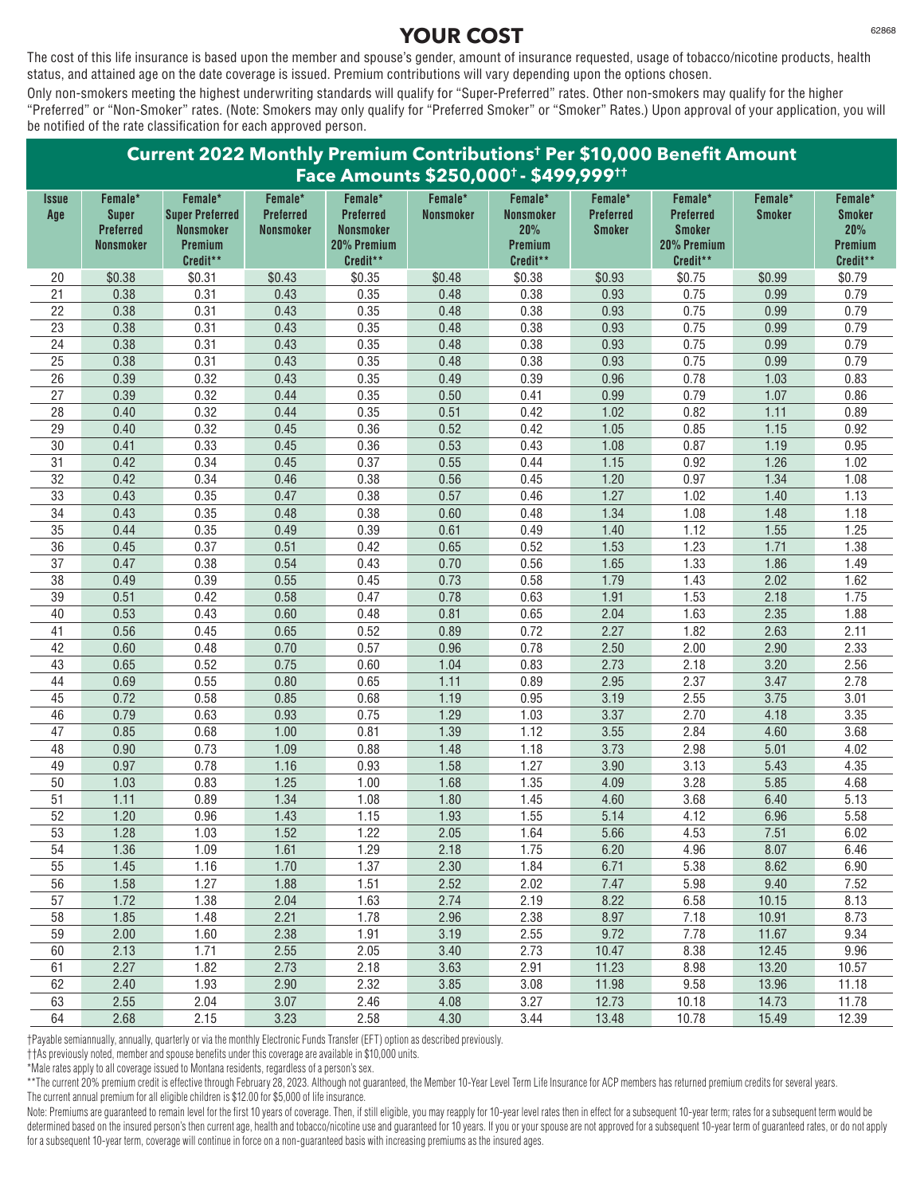# YOUR COST

The cost of this life insurance is based upon the member and spouse's gender, amount of insurance requested, usage of tobacco/nicotine products, health status, and attained age on the date coverage is issued. Premium contributions will vary depending upon the options chosen.

Only non-smokers meeting the highest underwriting standards will qualify for "Super-Preferred" rates. Other non-smokers may qualify for the higher "Preferred" or "Non-Smoker" rates. (Note: Smokers may only qualify for "Preferred Smoker" or "Smoker" Rates.) Upon approval of your application, you will be notified of the rate classification for each approved person.

## Current 2022 Monthly Premium Contributions† Per $10,000 Benefit Amount
### Face Amounts $250,000† - $499,999††

| Issue Age | Female* Super Preferred Nonsmoker | Female* Super Preferred Nonsmoker Premium Credit** | Female* Preferred Nonsmoker | Female* Preferred Nonsmoker 20% Premium Credit** | Female* Nonsmoker | Female* Nonsmoker 20% Premium Credit** | Female* Preferred Smoker | Female* Preferred Smoker 20% Premium Credit** | Female* Smoker | Female* Smoker 20% Premium Credit** |
|---|---|---|---|---|---|---|---|---|---|---|
| 20 | $0.38 | $0.31 | $0.43 | $0.35 | $0.48 | $0.38 | $0.93 | $0.75 | $0.99 | $0.79 |
| 21 | 0.38 | 0.31 | 0.43 | 0.35 | 0.48 | 0.38 | 0.93 | 0.75 | 0.99 | 0.79 |
| 22 | 0.38 | 0.31 | 0.43 | 0.35 | 0.48 | 0.38 | 0.93 | 0.75 | 0.99 | 0.79 |
| 23 | 0.38 | 0.31 | 0.43 | 0.35 | 0.48 | 0.38 | 0.93 | 0.75 | 0.99 | 0.79 |
| 24 | 0.38 | 0.31 | 0.43 | 0.35 | 0.48 | 0.38 | 0.93 | 0.75 | 0.99 | 0.79 |
| 25 | 0.38 | 0.31 | 0.43 | 0.35 | 0.48 | 0.38 | 0.93 | 0.75 | 0.99 | 0.79 |
| 26 | 0.39 | 0.32 | 0.43 | 0.35 | 0.49 | 0.39 | 0.96 | 0.78 | 1.03 | 0.83 |
| 27 | 0.39 | 0.32 | 0.44 | 0.35 | 0.50 | 0.41 | 0.99 | 0.79 | 1.07 | 0.86 |
| 28 | 0.40 | 0.32 | 0.44 | 0.35 | 0.51 | 0.42 | 1.02 | 0.82 | 1.11 | 0.89 |
| 29 | 0.40 | 0.32 | 0.45 | 0.36 | 0.52 | 0.42 | 1.05 | 0.85 | 1.15 | 0.92 |
| 30 | 0.41 | 0.33 | 0.45 | 0.36 | 0.53 | 0.43 | 1.08 | 0.87 | 1.19 | 0.95 |
| 31 | 0.42 | 0.34 | 0.45 | 0.37 | 0.55 | 0.44 | 1.15 | 0.92 | 1.26 | 1.02 |
| 32 | 0.42 | 0.34 | 0.46 | 0.38 | 0.56 | 0.45 | 1.20 | 0.97 | 1.34 | 1.08 |
| 33 | 0.43 | 0.35 | 0.47 | 0.38 | 0.57 | 0.46 | 1.27 | 1.02 | 1.40 | 1.13 |
| 34 | 0.43 | 0.35 | 0.48 | 0.38 | 0.60 | 0.48 | 1.34 | 1.08 | 1.48 | 1.18 |
| 35 | 0.44 | 0.35 | 0.49 | 0.39 | 0.61 | 0.49 | 1.40 | 1.12 | 1.55 | 1.25 |
| 36 | 0.45 | 0.37 | 0.51 | 0.42 | 0.65 | 0.52 | 1.53 | 1.23 | 1.71 | 1.38 |
| 37 | 0.47 | 0.38 | 0.54 | 0.43 | 0.70 | 0.56 | 1.65 | 1.33 | 1.86 | 1.49 |
| 38 | 0.49 | 0.39 | 0.55 | 0.45 | 0.73 | 0.58 | 1.79 | 1.43 | 2.02 | 1.62 |
| 39 | 0.51 | 0.42 | 0.58 | 0.47 | 0.78 | 0.63 | 1.91 | 1.53 | 2.18 | 1.75 |
| 40 | 0.53 | 0.43 | 0.60 | 0.48 | 0.81 | 0.65 | 2.04 | 1.63 | 2.35 | 1.88 |
| 41 | 0.56 | 0.45 | 0.65 | 0.52 | 0.89 | 0.72 | 2.27 | 1.82 | 2.63 | 2.11 |
| 42 | 0.60 | 0.48 | 0.70 | 0.57 | 0.96 | 0.78 | 2.50 | 2.00 | 2.90 | 2.33 |
| 43 | 0.65 | 0.52 | 0.75 | 0.60 | 1.04 | 0.83 | 2.73 | 2.18 | 3.20 | 2.56 |
| 44 | 0.69 | 0.55 | 0.80 | 0.65 | 1.11 | 0.89 | 2.95 | 2.37 | 3.47 | 2.78 |
| 45 | 0.72 | 0.58 | 0.85 | 0.68 | 1.19 | 0.95 | 3.19 | 2.55 | 3.75 | 3.01 |
| 46 | 0.79 | 0.63 | 0.93 | 0.75 | 1.29 | 1.03 | 3.37 | 2.70 | 4.18 | 3.35 |
| 47 | 0.85 | 0.68 | 1.00 | 0.81 | 1.39 | 1.12 | 3.55 | 2.84 | 4.60 | 3.68 |
| 48 | 0.90 | 0.73 | 1.09 | 0.88 | 1.48 | 1.18 | 3.73 | 2.98 | 5.01 | 4.02 |
| 49 | 0.97 | 0.78 | 1.16 | 0.93 | 1.58 | 1.27 | 3.90 | 3.13 | 5.43 | 4.35 |
| 50 | 1.03 | 0.83 | 1.25 | 1.00 | 1.68 | 1.35 | 4.09 | 3.28 | 5.85 | 4.68 |
| 51 | 1.11 | 0.89 | 1.34 | 1.08 | 1.80 | 1.45 | 4.60 | 3.68 | 6.40 | 5.13 |
| 52 | 1.20 | 0.96 | 1.43 | 1.15 | 1.93 | 1.55 | 5.14 | 4.12 | 6.96 | 5.58 |
| 53 | 1.28 | 1.03 | 1.52 | 1.22 | 2.05 | 1.64 | 5.66 | 4.53 | 7.51 | 6.02 |
| 54 | 1.36 | 1.09 | 1.61 | 1.29 | 2.18 | 1.75 | 6.20 | 4.96 | 8.07 | 6.46 |
| 55 | 1.45 | 1.16 | 1.70 | 1.37 | 2.30 | 1.84 | 6.71 | 5.38 | 8.62 | 6.90 |
| 56 | 1.58 | 1.27 | 1.88 | 1.51 | 2.52 | 2.02 | 7.47 | 5.98 | 9.40 | 7.52 |
| 57 | 1.72 | 1.38 | 2.04 | 1.63 | 2.74 | 2.19 | 8.22 | 6.58 | 10.15 | 8.13 |
| 58 | 1.85 | 1.48 | 2.21 | 1.78 | 2.96 | 2.38 | 8.97 | 7.18 | 10.91 | 8.73 |
| 59 | 2.00 | 1.60 | 2.38 | 1.91 | 3.19 | 2.55 | 9.72 | 7.78 | 11.67 | 9.34 |
| 60 | 2.13 | 1.71 | 2.55 | 2.05 | 3.40 | 2.73 | 10.47 | 8.38 | 12.45 | 9.96 |
| 61 | 2.27 | 1.82 | 2.73 | 2.18 | 3.63 | 2.91 | 11.23 | 8.98 | 13.20 | 10.57 |
| 62 | 2.40 | 1.93 | 2.90 | 2.32 | 3.85 | 3.08 | 11.98 | 9.58 | 13.96 | 11.18 |
| 63 | 2.55 | 2.04 | 3.07 | 2.46 | 4.08 | 3.27 | 12.73 | 10.18 | 14.73 | 11.78 |
| 64 | 2.68 | 2.15 | 3.23 | 2.58 | 4.30 | 3.44 | 13.48 | 10.78 | 15.49 | 12.39 |

†Payable semiannually, annually, quarterly or via the monthly Electronic Funds Transfer (EFT) option as described previously.

††As previously noted, member and spouse benefits under this coverage are available in $10,000 units.

*Male rates apply to all coverage issued to Montana residents, regardless of a person's sex.

**The current 20% premium credit is effective through February 28, 2023. Although not guaranteed, the Member 10-Year Level Term Life Insurance for ACP members has returned premium credits for several years.

The current annual premium for all eligible children is $12.00 for $5,000 of life insurance.

Note: Premiums are guaranteed to remain level for the first 10 years of coverage. Then, if still eligible, you may reapply for 10-year level rates then in effect for a subsequent 10-year term; rates for a subsequent term would be determined based on the insured person's then current age, health and tobacco/nicotine use and guaranteed for 10 years. If you or your spouse are not approved for a subsequent 10-year term of guaranteed rates, or do not apply for a subsequent 10-year term, coverage will continue in force on a non-guaranteed basis with increasing premiums as the insured ages.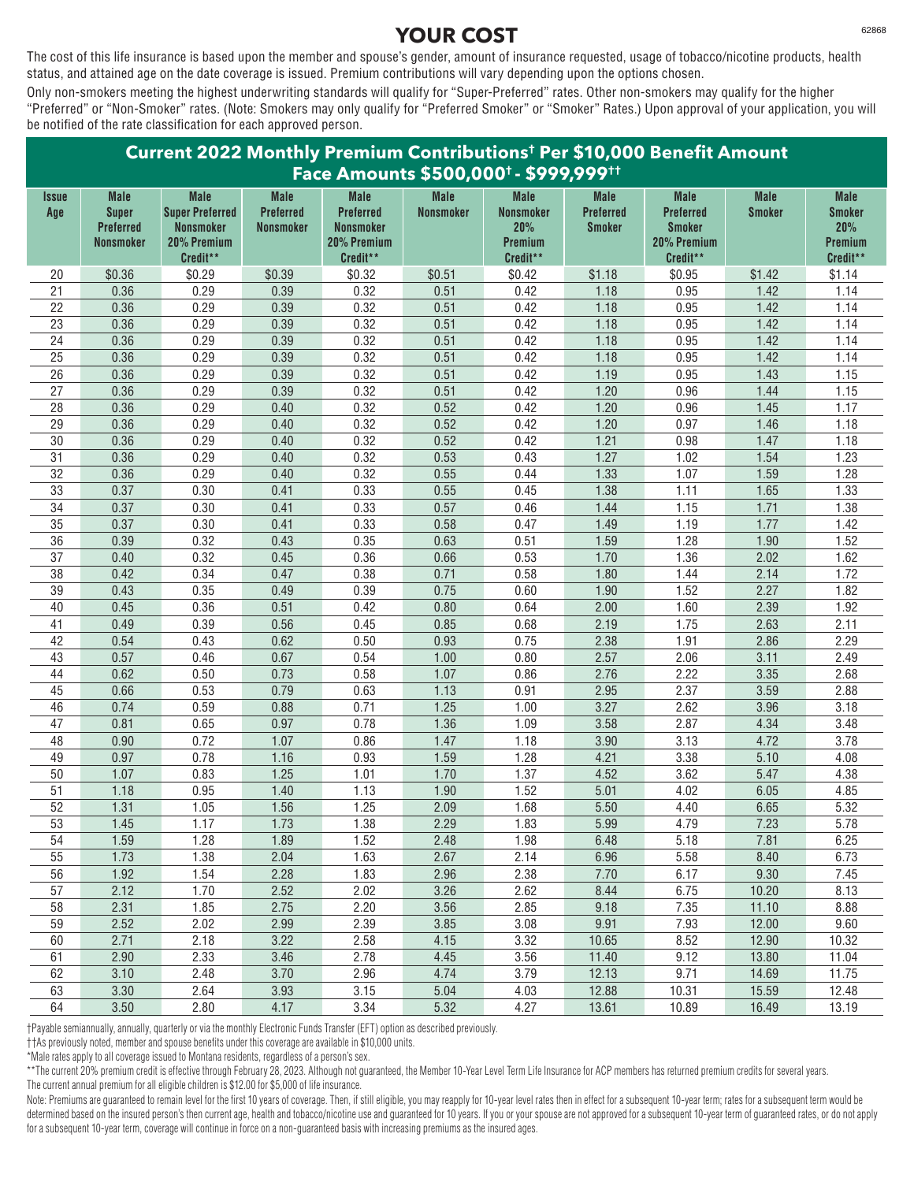# YOUR COST

The cost of this life insurance is based upon the member and spouse's gender, amount of insurance requested, usage of tobacco/nicotine products, health status, and attained age on the date coverage is issued. Premium contributions will vary depending upon the options chosen.

Only non-smokers meeting the highest underwriting standards will qualify for "Super-Preferred" rates. Other non-smokers may qualify for the higher "Preferred" or "Non-Smoker" rates. (Note: Smokers may only qualify for "Preferred Smoker" or "Smoker" Rates.) Upon approval of your application, you will be notified of the rate classification for each approved person.

## Current 2022 Monthly Premium Contributions† Per $10,000 Benefit Amount Face Amounts $500,000† - $999,999††

| Issue Age | Male Super Preferred Nonsmoker | Male Super Preferred Nonsmoker 20% Premium Credit** | Male Preferred Nonsmoker | Male Preferred Nonsmoker 20% Premium Credit** | Male Nonsmoker | Male Nonsmoker 20% Premium Credit** | Male Preferred Smoker | Male Preferred Smoker 20% Premium Credit** | Male Smoker | Male Smoker 20% Premium Credit** |
|---|---|---|---|---|---|---|---|---|---|---|
| 20 | $0.36 | $0.29 | $0.39 | $0.32 | $0.51 | $0.42 | $1.18 | $0.95 | $1.42 | $1.14 |
| 21 | 0.36 | 0.29 | 0.39 | 0.32 | 0.51 | 0.42 | 1.18 | 0.95 | 1.42 | 1.14 |
| 22 | 0.36 | 0.29 | 0.39 | 0.32 | 0.51 | 0.42 | 1.18 | 0.95 | 1.42 | 1.14 |
| 23 | 0.36 | 0.29 | 0.39 | 0.32 | 0.51 | 0.42 | 1.18 | 0.95 | 1.42 | 1.14 |
| 24 | 0.36 | 0.29 | 0.39 | 0.32 | 0.51 | 0.42 | 1.18 | 0.95 | 1.42 | 1.14 |
| 25 | 0.36 | 0.29 | 0.39 | 0.32 | 0.51 | 0.42 | 1.18 | 0.95 | 1.42 | 1.14 |
| 26 | 0.36 | 0.29 | 0.39 | 0.32 | 0.51 | 0.42 | 1.19 | 0.95 | 1.43 | 1.15 |
| 27 | 0.36 | 0.29 | 0.39 | 0.32 | 0.51 | 0.42 | 1.20 | 0.96 | 1.44 | 1.15 |
| 28 | 0.36 | 0.29 | 0.40 | 0.32 | 0.52 | 0.42 | 1.20 | 0.96 | 1.45 | 1.17 |
| 29 | 0.36 | 0.29 | 0.40 | 0.32 | 0.52 | 0.42 | 1.20 | 0.97 | 1.46 | 1.18 |
| 30 | 0.36 | 0.29 | 0.40 | 0.32 | 0.52 | 0.42 | 1.21 | 0.98 | 1.47 | 1.18 |
| 31 | 0.36 | 0.29 | 0.40 | 0.32 | 0.53 | 0.43 | 1.27 | 1.02 | 1.54 | 1.23 |
| 32 | 0.36 | 0.29 | 0.40 | 0.32 | 0.55 | 0.44 | 1.33 | 1.07 | 1.59 | 1.28 |
| 33 | 0.37 | 0.30 | 0.41 | 0.33 | 0.55 | 0.45 | 1.38 | 1.11 | 1.65 | 1.33 |
| 34 | 0.37 | 0.30 | 0.41 | 0.33 | 0.57 | 0.46 | 1.44 | 1.15 | 1.71 | 1.38 |
| 35 | 0.37 | 0.30 | 0.41 | 0.33 | 0.58 | 0.47 | 1.49 | 1.19 | 1.77 | 1.42 |
| 36 | 0.39 | 0.32 | 0.43 | 0.35 | 0.63 | 0.51 | 1.59 | 1.28 | 1.90 | 1.52 |
| 37 | 0.40 | 0.32 | 0.45 | 0.36 | 0.66 | 0.53 | 1.70 | 1.36 | 2.02 | 1.62 |
| 38 | 0.42 | 0.34 | 0.47 | 0.38 | 0.71 | 0.58 | 1.80 | 1.44 | 2.14 | 1.72 |
| 39 | 0.43 | 0.35 | 0.49 | 0.39 | 0.75 | 0.60 | 1.90 | 1.52 | 2.27 | 1.82 |
| 40 | 0.45 | 0.36 | 0.51 | 0.42 | 0.80 | 0.64 | 2.00 | 1.60 | 2.39 | 1.92 |
| 41 | 0.49 | 0.39 | 0.56 | 0.45 | 0.85 | 0.68 | 2.19 | 1.75 | 2.63 | 2.11 |
| 42 | 0.54 | 0.43 | 0.62 | 0.50 | 0.93 | 0.75 | 2.38 | 1.91 | 2.86 | 2.29 |
| 43 | 0.57 | 0.46 | 0.67 | 0.54 | 1.00 | 0.80 | 2.57 | 2.06 | 3.11 | 2.49 |
| 44 | 0.62 | 0.50 | 0.73 | 0.58 | 1.07 | 0.86 | 2.76 | 2.22 | 3.35 | 2.68 |
| 45 | 0.66 | 0.53 | 0.79 | 0.63 | 1.13 | 0.91 | 2.95 | 2.37 | 3.59 | 2.88 |
| 46 | 0.74 | 0.59 | 0.88 | 0.71 | 1.25 | 1.00 | 3.27 | 2.62 | 3.96 | 3.18 |
| 47 | 0.81 | 0.65 | 0.97 | 0.78 | 1.36 | 1.09 | 3.58 | 2.87 | 4.34 | 3.48 |
| 48 | 0.90 | 0.72 | 1.07 | 0.86 | 1.47 | 1.18 | 3.90 | 3.13 | 4.72 | 3.78 |
| 49 | 0.97 | 0.78 | 1.16 | 0.93 | 1.59 | 1.28 | 4.21 | 3.38 | 5.10 | 4.08 |
| 50 | 1.07 | 0.83 | 1.25 | 1.01 | 1.70 | 1.37 | 4.52 | 3.62 | 5.47 | 4.38 |
| 51 | 1.18 | 0.95 | 1.40 | 1.13 | 1.90 | 1.52 | 5.01 | 4.02 | 6.05 | 4.85 |
| 52 | 1.31 | 1.05 | 1.56 | 1.25 | 2.09 | 1.68 | 5.50 | 4.40 | 6.65 | 5.32 |
| 53 | 1.45 | 1.17 | 1.73 | 1.38 | 2.29 | 1.83 | 5.99 | 4.79 | 7.23 | 5.78 |
| 54 | 1.59 | 1.28 | 1.89 | 1.52 | 2.48 | 1.98 | 6.48 | 5.18 | 7.81 | 6.25 |
| 55 | 1.73 | 1.38 | 2.04 | 1.63 | 2.67 | 2.14 | 6.96 | 5.58 | 8.40 | 6.73 |
| 56 | 1.92 | 1.54 | 2.28 | 1.83 | 2.96 | 2.38 | 7.70 | 6.17 | 9.30 | 7.45 |
| 57 | 2.12 | 1.70 | 2.52 | 2.02 | 3.26 | 2.62 | 8.44 | 6.75 | 10.20 | 8.13 |
| 58 | 2.31 | 1.85 | 2.75 | 2.20 | 3.56 | 2.85 | 9.18 | 7.35 | 11.10 | 8.88 |
| 59 | 2.52 | 2.02 | 2.99 | 2.39 | 3.85 | 3.08 | 9.91 | 7.93 | 12.00 | 9.60 |
| 60 | 2.71 | 2.18 | 3.22 | 2.58 | 4.15 | 3.32 | 10.65 | 8.52 | 12.90 | 10.32 |
| 61 | 2.90 | 2.33 | 3.46 | 2.78 | 4.45 | 3.56 | 11.40 | 9.12 | 13.80 | 11.04 |
| 62 | 3.10 | 2.48 | 3.70 | 2.96 | 4.74 | 3.79 | 12.13 | 9.71 | 14.69 | 11.75 |
| 63 | 3.30 | 2.64 | 3.93 | 3.15 | 5.04 | 4.03 | 12.88 | 10.31 | 15.59 | 12.48 |
| 64 | 3.50 | 2.80 | 4.17 | 3.34 | 5.32 | 4.27 | 13.61 | 10.89 | 16.49 | 13.19 |

†Payable semiannually, annually, quarterly or via the monthly Electronic Funds Transfer (EFT) option as described previously.

††As previously noted, member and spouse benefits under this coverage are available in $10,000 units.

*Male rates apply to all coverage issued to Montana residents, regardless of a person's sex.

**The current 20% premium credit is effective through February 28, 2023. Although not guaranteed, the Member 10-Year Level Term Life Insurance for ACP members has returned premium credits for several years.

The current annual premium for all eligible children is $12.00 for $5,000 of life insurance.

Note: Premiums are guaranteed to remain level for the first 10 years of coverage. Then, if still eligible, you may reapply for 10-year level rates then in effect for a subsequent 10-year term; rates for a subsequent term would be determined based on the insured person's then current age, health and tobacco/nicotine use and guaranteed for 10 years. If you or your spouse are not approved for a subsequent 10-year term of guaranteed rates, or do not apply for a subsequent 10-year term, coverage will continue in force on a non-guaranteed basis with increasing premiums as the insured ages.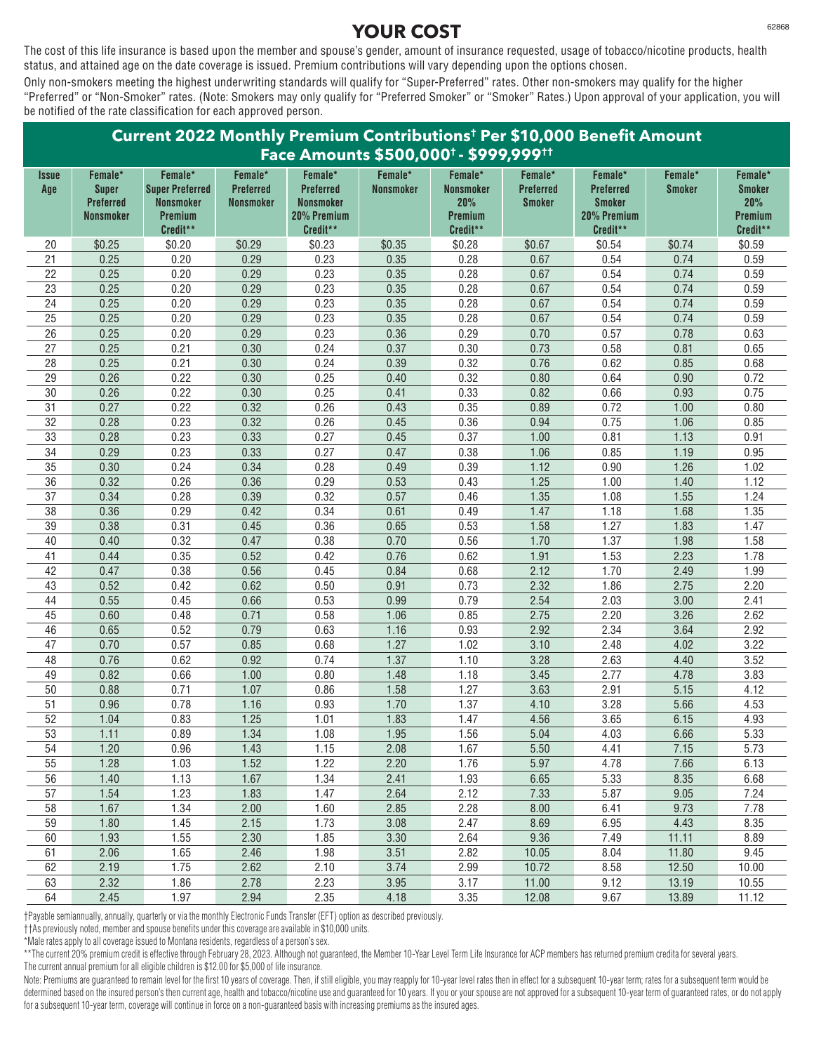# YOUR COST

The cost of this life insurance is based upon the member and spouse's gender, amount of insurance requested, usage of tobacco/nicotine products, health status, and attained age on the date coverage is issued. Premium contributions will vary depending upon the options chosen.

Only non-smokers meeting the highest underwriting standards will qualify for "Super-Preferred" rates. Other non-smokers may qualify for the higher "Preferred" or "Non-Smoker" rates. (Note: Smokers may only qualify for "Preferred Smoker" or "Smoker" Rates.) Upon approval of your application, you will be notified of the rate classification for each approved person.

## Current 2022 Monthly Premium Contributions† Per $10,000 Benefit Amount Face Amounts $500,000† - $999,999††

| Issue Age | Female* Super Preferred Nonsmoker | Female* Super Preferred Nonsmoker Premium Credit** | Female* Preferred Nonsmoker | Female* Preferred Nonsmoker 20% Premium Credit** | Female* Nonsmoker | Female* Nonsmoker 20% Premium Credit** | Female* Preferred Smoker | Female* Preferred Smoker 20% Premium Credit** | Female* Smoker | Female* Smoker 20% Premium Credit** |
|---|---|---|---|---|---|---|---|---|---|---|
| 20 | $0.25 | $0.20 | $0.29 | $0.23 | $0.35 | $0.28 | $0.67 | $0.54 | $0.74 | $0.59 |
| 21 | 0.25 | 0.20 | 0.29 | 0.23 | 0.35 | 0.28 | 0.67 | 0.54 | 0.74 | 0.59 |
| 22 | 0.25 | 0.20 | 0.29 | 0.23 | 0.35 | 0.28 | 0.67 | 0.54 | 0.74 | 0.59 |
| 23 | 0.25 | 0.20 | 0.29 | 0.23 | 0.35 | 0.28 | 0.67 | 0.54 | 0.74 | 0.59 |
| 24 | 0.25 | 0.20 | 0.29 | 0.23 | 0.35 | 0.28 | 0.67 | 0.54 | 0.74 | 0.59 |
| 25 | 0.25 | 0.20 | 0.29 | 0.23 | 0.35 | 0.28 | 0.67 | 0.54 | 0.74 | 0.59 |
| 26 | 0.25 | 0.20 | 0.29 | 0.23 | 0.36 | 0.29 | 0.70 | 0.57 | 0.78 | 0.63 |
| 27 | 0.25 | 0.21 | 0.30 | 0.24 | 0.37 | 0.30 | 0.73 | 0.58 | 0.81 | 0.65 |
| 28 | 0.25 | 0.21 | 0.30 | 0.24 | 0.39 | 0.32 | 0.76 | 0.62 | 0.85 | 0.68 |
| 29 | 0.26 | 0.22 | 0.30 | 0.25 | 0.40 | 0.32 | 0.80 | 0.64 | 0.90 | 0.72 |
| 30 | 0.26 | 0.22 | 0.30 | 0.25 | 0.41 | 0.33 | 0.82 | 0.66 | 0.93 | 0.75 |
| 31 | 0.27 | 0.22 | 0.32 | 0.26 | 0.43 | 0.35 | 0.89 | 0.72 | 1.00 | 0.80 |
| 32 | 0.28 | 0.23 | 0.32 | 0.26 | 0.45 | 0.36 | 0.94 | 0.75 | 1.06 | 0.85 |
| 33 | 0.28 | 0.23 | 0.33 | 0.27 | 0.45 | 0.37 | 1.00 | 0.81 | 1.13 | 0.91 |
| 34 | 0.29 | 0.23 | 0.33 | 0.27 | 0.47 | 0.38 | 1.06 | 0.85 | 1.19 | 0.95 |
| 35 | 0.30 | 0.24 | 0.34 | 0.28 | 0.49 | 0.39 | 1.12 | 0.90 | 1.26 | 1.02 |
| 36 | 0.32 | 0.26 | 0.36 | 0.29 | 0.53 | 0.43 | 1.25 | 1.00 | 1.40 | 1.12 |
| 37 | 0.34 | 0.28 | 0.39 | 0.32 | 0.57 | 0.46 | 1.35 | 1.08 | 1.55 | 1.24 |
| 38 | 0.36 | 0.29 | 0.42 | 0.34 | 0.61 | 0.49 | 1.47 | 1.18 | 1.68 | 1.35 |
| 39 | 0.38 | 0.31 | 0.45 | 0.36 | 0.65 | 0.53 | 1.58 | 1.27 | 1.83 | 1.47 |
| 40 | 0.40 | 0.32 | 0.47 | 0.38 | 0.70 | 0.56 | 1.70 | 1.37 | 1.98 | 1.58 |
| 41 | 0.44 | 0.35 | 0.52 | 0.42 | 0.76 | 0.62 | 1.91 | 1.53 | 2.23 | 1.78 |
| 42 | 0.47 | 0.38 | 0.56 | 0.45 | 0.84 | 0.68 | 2.12 | 1.70 | 2.49 | 1.99 |
| 43 | 0.52 | 0.42 | 0.62 | 0.50 | 0.91 | 0.73 | 2.32 | 1.86 | 2.75 | 2.20 |
| 44 | 0.55 | 0.45 | 0.66 | 0.53 | 0.99 | 0.79 | 2.54 | 2.03 | 3.00 | 2.41 |
| 45 | 0.60 | 0.48 | 0.71 | 0.58 | 1.06 | 0.85 | 2.75 | 2.20 | 3.26 | 2.62 |
| 46 | 0.65 | 0.52 | 0.79 | 0.63 | 1.16 | 0.93 | 2.92 | 2.34 | 3.64 | 2.92 |
| 47 | 0.70 | 0.57 | 0.85 | 0.68 | 1.27 | 1.02 | 3.10 | 2.48 | 4.02 | 3.22 |
| 48 | 0.76 | 0.62 | 0.92 | 0.74 | 1.37 | 1.10 | 3.28 | 2.63 | 4.40 | 3.52 |
| 49 | 0.82 | 0.66 | 1.00 | 0.80 | 1.48 | 1.18 | 3.45 | 2.77 | 4.78 | 3.83 |
| 50 | 0.88 | 0.71 | 1.07 | 0.86 | 1.58 | 1.27 | 3.63 | 2.91 | 5.15 | 4.12 |
| 51 | 0.96 | 0.78 | 1.16 | 0.93 | 1.70 | 1.37 | 4.10 | 3.28 | 5.66 | 4.53 |
| 52 | 1.04 | 0.83 | 1.25 | 1.01 | 1.83 | 1.47 | 4.56 | 3.65 | 6.15 | 4.93 |
| 53 | 1.11 | 0.89 | 1.34 | 1.08 | 1.95 | 1.56 | 5.04 | 4.03 | 6.66 | 5.33 |
| 54 | 1.20 | 0.96 | 1.43 | 1.15 | 2.08 | 1.67 | 5.50 | 4.41 | 7.15 | 5.73 |
| 55 | 1.28 | 1.03 | 1.52 | 1.22 | 2.20 | 1.76 | 5.97 | 4.78 | 7.66 | 6.13 |
| 56 | 1.40 | 1.13 | 1.67 | 1.34 | 2.41 | 1.93 | 6.65 | 5.33 | 8.35 | 6.68 |
| 57 | 1.54 | 1.23 | 1.83 | 1.47 | 2.64 | 2.12 | 7.33 | 5.87 | 9.05 | 7.24 |
| 58 | 1.67 | 1.34 | 2.00 | 1.60 | 2.85 | 2.28 | 8.00 | 6.41 | 9.73 | 7.78 |
| 59 | 1.80 | 1.45 | 2.15 | 1.73 | 3.08 | 2.47 | 8.69 | 6.95 | 4.43 | 8.35 |
| 60 | 1.93 | 1.55 | 2.30 | 1.85 | 3.30 | 2.64 | 9.36 | 7.49 | 11.11 | 8.89 |
| 61 | 2.06 | 1.65 | 2.46 | 1.98 | 3.51 | 2.82 | 10.05 | 8.04 | 11.80 | 9.45 |
| 62 | 2.19 | 1.75 | 2.62 | 2.10 | 3.74 | 2.99 | 10.72 | 8.58 | 12.50 | 10.00 |
| 63 | 2.32 | 1.86 | 2.78 | 2.23 | 3.95 | 3.17 | 11.00 | 9.12 | 13.19 | 10.55 |
| 64 | 2.45 | 1.97 | 2.94 | 2.35 | 4.18 | 3.35 | 12.08 | 9.67 | 13.89 | 11.12 |

†Payable semiannually, annually, quarterly or via the monthly Electronic Funds Transfer (EFT) option as described previously.

††As previously noted, member and spouse benefits under this coverage are available in $10,000 units.

*Male rates apply to all coverage issued to Montana residents, regardless of a person's sex.

**The current 20% premium credit is effective through February 28, 2023. Although not guaranteed, the Member 10-Year Level Term Life Insurance for ACP members has returned premium credita for several years.

The current annual premium for all eligible children is $12.00 for $5,000 of life insurance.

Note: Premiums are guaranteed to remain level for the first 10 years of coverage. Then, if still eligible, you may reapply for 10-year level rates then in effect for a subsequent 10-year term; rates for a subsequent term would be determined based on the insured person's then current age, health and tobacco/nicotine use and guaranteed for 10 years. If you or your spouse are not approved for a subsequent 10-year term of guaranteed rates, or do not apply for a subsequent 10-year term, coverage will continue in force on a non-guaranteed basis with increasing premiums as the insured ages.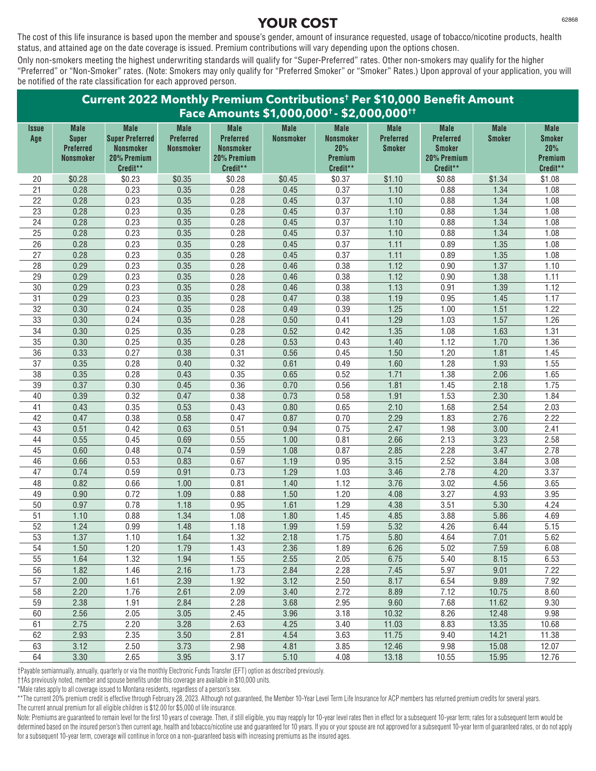# YOUR COST

The cost of this life insurance is based upon the member and spouse's gender, amount of insurance requested, usage of tobacco/nicotine products, health status, and attained age on the date coverage is issued. Premium contributions will vary depending upon the options chosen.

Only non-smokers meeting the highest underwriting standards will qualify for "Super-Preferred" rates. Other non-smokers may qualify for the higher "Preferred" or "Non-Smoker" rates. (Note: Smokers may only qualify for "Preferred Smoker" or "Smoker" Rates.) Upon approval of your application, you will be notified of the rate classification for each approved person.

## Current 2022 Monthly Premium Contributions† Per $10,000 Benefit Amount Face Amounts $1,000,000† - $2,000,000††

| Issue Age | Male Super Preferred Nonsmoker | Male Super Preferred Nonsmoker 20% Premium Credit** | Male Preferred Nonsmoker | Male Preferred Nonsmoker 20% Premium Credit** | Male Nonsmoker | Male Nonsmoker 20% Premium Credit** | Male Preferred Smoker | Male Preferred Smoker 20% Premium Credit** | Male Smoker | Male Smoker 20% Premium Credit** |
|---|---|---|---|---|---|---|---|---|---|---|
| 20 | $0.28 | $0.23 | $0.35 | $0.28 | $0.45 | $0.37 | $1.10 | $0.88 | $1.34 | $1.08 |
| 21 | 0.28 | 0.23 | 0.35 | 0.28 | 0.45 | 0.37 | 1.10 | 0.88 | 1.34 | 1.08 |
| 22 | 0.28 | 0.23 | 0.35 | 0.28 | 0.45 | 0.37 | 1.10 | 0.88 | 1.34 | 1.08 |
| 23 | 0.28 | 0.23 | 0.35 | 0.28 | 0.45 | 0.37 | 1.10 | 0.88 | 1.34 | 1.08 |
| 24 | 0.28 | 0.23 | 0.35 | 0.28 | 0.45 | 0.37 | 1.10 | 0.88 | 1.34 | 1.08 |
| 25 | 0.28 | 0.23 | 0.35 | 0.28 | 0.45 | 0.37 | 1.10 | 0.88 | 1.34 | 1.08 |
| 26 | 0.28 | 0.23 | 0.35 | 0.28 | 0.45 | 0.37 | 1.11 | 0.89 | 1.35 | 1.08 |
| 27 | 0.28 | 0.23 | 0.35 | 0.28 | 0.45 | 0.37 | 1.11 | 0.89 | 1.35 | 1.08 |
| 28 | 0.29 | 0.23 | 0.35 | 0.28 | 0.46 | 0.38 | 1.12 | 0.90 | 1.37 | 1.10 |
| 29 | 0.29 | 0.23 | 0.35 | 0.28 | 0.46 | 0.38 | 1.12 | 0.90 | 1.38 | 1.11 |
| 30 | 0.29 | 0.23 | 0.35 | 0.28 | 0.46 | 0.38 | 1.13 | 0.91 | 1.39 | 1.12 |
| 31 | 0.29 | 0.23 | 0.35 | 0.28 | 0.47 | 0.38 | 1.19 | 0.95 | 1.45 | 1.17 |
| 32 | 0.30 | 0.24 | 0.35 | 0.28 | 0.49 | 0.39 | 1.25 | 1.00 | 1.51 | 1.22 |
| 33 | 0.30 | 0.24 | 0.35 | 0.28 | 0.50 | 0.41 | 1.29 | 1.03 | 1.57 | 1.26 |
| 34 | 0.30 | 0.25 | 0.35 | 0.28 | 0.52 | 0.42 | 1.35 | 1.08 | 1.63 | 1.31 |
| 35 | 0.30 | 0.25 | 0.35 | 0.28 | 0.53 | 0.43 | 1.40 | 1.12 | 1.70 | 1.36 |
| 36 | 0.33 | 0.27 | 0.38 | 0.31 | 0.56 | 0.45 | 1.50 | 1.20 | 1.81 | 1.45 |
| 37 | 0.35 | 0.28 | 0.40 | 0.32 | 0.61 | 0.49 | 1.60 | 1.28 | 1.93 | 1.55 |
| 38 | 0.35 | 0.28 | 0.43 | 0.35 | 0.65 | 0.52 | 1.71 | 1.38 | 2.06 | 1.65 |
| 39 | 0.37 | 0.30 | 0.45 | 0.36 | 0.70 | 0.56 | 1.81 | 1.45 | 2.18 | 1.75 |
| 40 | 0.39 | 0.32 | 0.47 | 0.38 | 0.73 | 0.58 | 1.91 | 1.53 | 2.30 | 1.84 |
| 41 | 0.43 | 0.35 | 0.53 | 0.43 | 0.80 | 0.65 | 2.10 | 1.68 | 2.54 | 2.03 |
| 42 | 0.47 | 0.38 | 0.58 | 0.47 | 0.87 | 0.70 | 2.29 | 1.83 | 2.76 | 2.22 |
| 43 | 0.51 | 0.42 | 0.63 | 0.51 | 0.94 | 0.75 | 2.47 | 1.98 | 3.00 | 2.41 |
| 44 | 0.55 | 0.45 | 0.69 | 0.55 | 1.00 | 0.81 | 2.66 | 2.13 | 3.23 | 2.58 |
| 45 | 0.60 | 0.48 | 0.74 | 0.59 | 1.08 | 0.87 | 2.85 | 2.28 | 3.47 | 2.78 |
| 46 | 0.66 | 0.53 | 0.83 | 0.67 | 1.19 | 0.95 | 3.15 | 2.52 | 3.84 | 3.08 |
| 47 | 0.74 | 0.59 | 0.91 | 0.73 | 1.29 | 1.03 | 3.46 | 2.78 | 4.20 | 3.37 |
| 48 | 0.82 | 0.66 | 1.00 | 0.81 | 1.40 | 1.12 | 3.76 | 3.02 | 4.56 | 3.65 |
| 49 | 0.90 | 0.72 | 1.09 | 0.88 | 1.50 | 1.20 | 4.08 | 3.27 | 4.93 | 3.95 |
| 50 | 0.97 | 0.78 | 1.18 | 0.95 | 1.61 | 1.29 | 4.38 | 3.51 | 5.30 | 4.24 |
| 51 | 1.10 | 0.88 | 1.34 | 1.08 | 1.80 | 1.45 | 4.85 | 3.88 | 5.86 | 4.69 |
| 52 | 1.24 | 0.99 | 1.48 | 1.18 | 1.99 | 1.59 | 5.32 | 4.26 | 6.44 | 5.15 |
| 53 | 1.37 | 1.10 | 1.64 | 1.32 | 2.18 | 1.75 | 5.80 | 4.64 | 7.01 | 5.62 |
| 54 | 1.50 | 1.20 | 1.79 | 1.43 | 2.36 | 1.89 | 6.26 | 5.02 | 7.59 | 6.08 |
| 55 | 1.64 | 1.32 | 1.94 | 1.55 | 2.55 | 2.05 | 6.75 | 5.40 | 8.15 | 6.53 |
| 56 | 1.82 | 1.46 | 2.16 | 1.73 | 2.84 | 2.28 | 7.45 | 5.97 | 9.01 | 7.22 |
| 57 | 2.00 | 1.61 | 2.39 | 1.92 | 3.12 | 2.50 | 8.17 | 6.54 | 9.89 | 7.92 |
| 58 | 2.20 | 1.76 | 2.61 | 2.09 | 3.40 | 2.72 | 8.89 | 7.12 | 10.75 | 8.60 |
| 59 | 2.38 | 1.91 | 2.84 | 2.28 | 3.68 | 2.95 | 9.60 | 7.68 | 11.62 | 9.30 |
| 60 | 2.56 | 2.05 | 3.05 | 2.45 | 3.96 | 3.18 | 10.32 | 8.26 | 12.48 | 9.98 |
| 61 | 2.75 | 2.20 | 3.28 | 2.63 | 4.25 | 3.40 | 11.03 | 8.83 | 13.35 | 10.68 |
| 62 | 2.93 | 2.35 | 3.50 | 2.81 | 4.54 | 3.63 | 11.75 | 9.40 | 14.21 | 11.38 |
| 63 | 3.12 | 2.50 | 3.73 | 2.98 | 4.81 | 3.85 | 12.46 | 9.98 | 15.08 | 12.07 |
| 64 | 3.30 | 2.65 | 3.95 | 3.17 | 5.10 | 4.08 | 13.18 | 10.55 | 15.95 | 12.76 |

†Payable semiannually, annually, quarterly or via the monthly Electronic Funds Transfer (EFT) option as described previously.

††As previously noted, member and spouse benefits under this coverage are available in $10,000 units.

*Male rates apply to all coverage issued to Montana residents, regardless of a person's sex.

**The current 20% premium credit is effective through February 28, 2023. Although not guaranteed, the Member 10-Year Level Term Life Insurance for ACP members has returned premium credits for several years.

The current annual premium for all eligible children is $12.00 for $5,000 of life insurance.

Note: Premiums are guaranteed to remain level for the first 10 years of coverage. Then, if still eligible, you may reapply for 10-year level rates then in effect for a subsequent 10-year term; rates for a subsequent term would be determined based on the insured person's then current age, health and tobacco/nicotine use and guaranteed for 10 years. If you or your spouse are not approved for a subsequent 10-year term of guaranteed rates, or do not apply for a subsequent 10-year term, coverage will continue in force on a non-guaranteed basis with increasing premiums as the insured ages.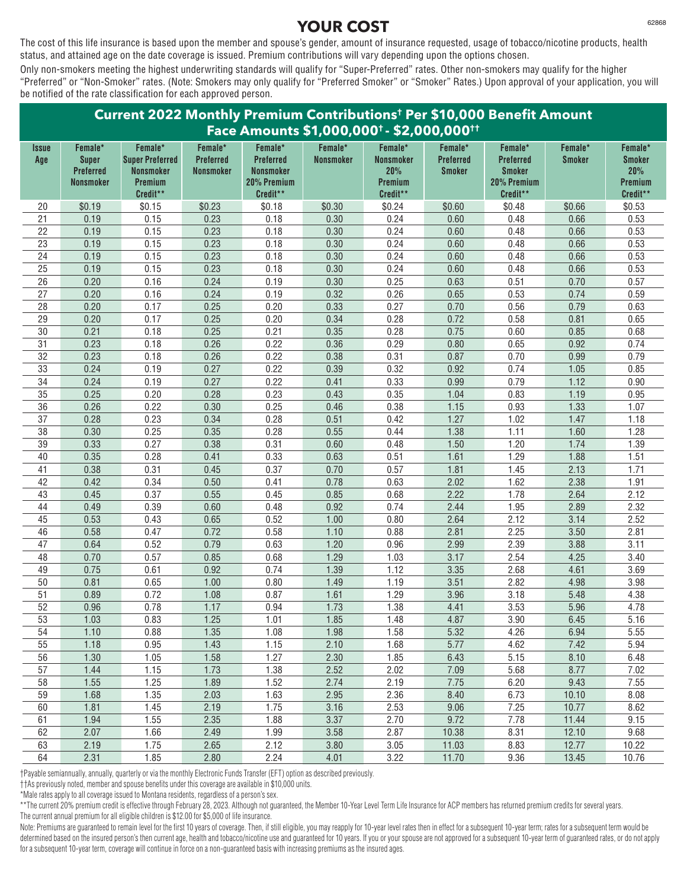# YOUR COST

The cost of this life insurance is based upon the member and spouse's gender, amount of insurance requested, usage of tobacco/nicotine products, health status, and attained age on the date coverage is issued. Premium contributions will vary depending upon the options chosen.

Only non-smokers meeting the highest underwriting standards will qualify for "Super-Preferred" rates. Other non-smokers may qualify for the higher "Preferred" or "Non-Smoker" rates. (Note: Smokers may only qualify for "Preferred Smoker" or "Smoker" Rates.) Upon approval of your application, you will be notified of the rate classification for each approved person.

## Current 2022 Monthly Premium Contributions† Per $10,000 Benefit Amount Face Amounts $1,000,000† - $2,000,000††

| Issue Age | Female* Super Preferred Nonsmoker | Female* Super Preferred Nonsmoker Premium Credit** | Female* Preferred Nonsmoker | Female* Preferred Nonsmoker 20% Premium Credit** | Female* Nonsmoker | Female* Nonsmoker 20% Premium Credit** | Female* Preferred Smoker | Female* Preferred Smoker 20% Premium Credit** | Female* Smoker | Female* Smoker 20% Premium Credit** |
|---|---|---|---|---|---|---|---|---|---|---|
| 20 | $0.19 | $0.15 | $0.23 | $0.18 | $0.30 | $0.24 | $0.60 | $0.48 | $0.66 | $0.53 |
| 21 | 0.19 | 0.15 | 0.23 | 0.18 | 0.30 | 0.24 | 0.60 | 0.48 | 0.66 | 0.53 |
| 22 | 0.19 | 0.15 | 0.23 | 0.18 | 0.30 | 0.24 | 0.60 | 0.48 | 0.66 | 0.53 |
| 23 | 0.19 | 0.15 | 0.23 | 0.18 | 0.30 | 0.24 | 0.60 | 0.48 | 0.66 | 0.53 |
| 24 | 0.19 | 0.15 | 0.23 | 0.18 | 0.30 | 0.24 | 0.60 | 0.48 | 0.66 | 0.53 |
| 25 | 0.19 | 0.15 | 0.23 | 0.18 | 0.30 | 0.24 | 0.60 | 0.48 | 0.66 | 0.53 |
| 26 | 0.20 | 0.16 | 0.24 | 0.19 | 0.30 | 0.25 | 0.63 | 0.51 | 0.70 | 0.57 |
| 27 | 0.20 | 0.16 | 0.24 | 0.19 | 0.32 | 0.26 | 0.65 | 0.53 | 0.74 | 0.59 |
| 28 | 0.20 | 0.17 | 0.25 | 0.20 | 0.33 | 0.27 | 0.70 | 0.56 | 0.79 | 0.63 |
| 29 | 0.20 | 0.17 | 0.25 | 0.20 | 0.34 | 0.28 | 0.72 | 0.58 | 0.81 | 0.65 |
| 30 | 0.21 | 0.18 | 0.25 | 0.21 | 0.35 | 0.28 | 0.75 | 0.60 | 0.85 | 0.68 |
| 31 | 0.23 | 0.18 | 0.26 | 0.22 | 0.36 | 0.29 | 0.80 | 0.65 | 0.92 | 0.74 |
| 32 | 0.23 | 0.18 | 0.26 | 0.22 | 0.38 | 0.31 | 0.87 | 0.70 | 0.99 | 0.79 |
| 33 | 0.24 | 0.19 | 0.27 | 0.22 | 0.39 | 0.32 | 0.92 | 0.74 | 1.05 | 0.85 |
| 34 | 0.24 | 0.19 | 0.27 | 0.22 | 0.41 | 0.33 | 0.99 | 0.79 | 1.12 | 0.90 |
| 35 | 0.25 | 0.20 | 0.28 | 0.23 | 0.43 | 0.35 | 1.04 | 0.83 | 1.19 | 0.95 |
| 36 | 0.26 | 0.22 | 0.30 | 0.25 | 0.46 | 0.38 | 1.15 | 0.93 | 1.33 | 1.07 |
| 37 | 0.28 | 0.23 | 0.34 | 0.28 | 0.51 | 0.42 | 1.27 | 1.02 | 1.47 | 1.18 |
| 38 | 0.30 | 0.25 | 0.35 | 0.28 | 0.55 | 0.44 | 1.38 | 1.11 | 1.60 | 1.28 |
| 39 | 0.33 | 0.27 | 0.38 | 0.31 | 0.60 | 0.48 | 1.50 | 1.20 | 1.74 | 1.39 |
| 40 | 0.35 | 0.28 | 0.41 | 0.33 | 0.63 | 0.51 | 1.61 | 1.29 | 1.88 | 1.51 |
| 41 | 0.38 | 0.31 | 0.45 | 0.37 | 0.70 | 0.57 | 1.81 | 1.45 | 2.13 | 1.71 |
| 42 | 0.42 | 0.34 | 0.50 | 0.41 | 0.78 | 0.63 | 2.02 | 1.62 | 2.38 | 1.91 |
| 43 | 0.45 | 0.37 | 0.55 | 0.45 | 0.85 | 0.68 | 2.22 | 1.78 | 2.64 | 2.12 |
| 44 | 0.49 | 0.39 | 0.60 | 0.48 | 0.92 | 0.74 | 2.44 | 1.95 | 2.89 | 2.32 |
| 45 | 0.53 | 0.43 | 0.65 | 0.52 | 1.00 | 0.80 | 2.64 | 2.12 | 3.14 | 2.52 |
| 46 | 0.58 | 0.47 | 0.72 | 0.58 | 1.10 | 0.88 | 2.81 | 2.25 | 3.50 | 2.81 |
| 47 | 0.64 | 0.52 | 0.79 | 0.63 | 1.20 | 0.96 | 2.99 | 2.39 | 3.88 | 3.11 |
| 48 | 0.70 | 0.57 | 0.85 | 0.68 | 1.29 | 1.03 | 3.17 | 2.54 | 4.25 | 3.40 |
| 49 | 0.75 | 0.61 | 0.92 | 0.74 | 1.39 | 1.12 | 3.35 | 2.68 | 4.61 | 3.69 |
| 50 | 0.81 | 0.65 | 1.00 | 0.80 | 1.49 | 1.19 | 3.51 | 2.82 | 4.98 | 3.98 |
| 51 | 0.89 | 0.72 | 1.08 | 0.87 | 1.61 | 1.29 | 3.96 | 3.18 | 5.48 | 4.38 |
| 52 | 0.96 | 0.78 | 1.17 | 0.94 | 1.73 | 1.38 | 4.41 | 3.53 | 5.96 | 4.78 |
| 53 | 1.03 | 0.83 | 1.25 | 1.01 | 1.85 | 1.48 | 4.87 | 3.90 | 6.45 | 5.16 |
| 54 | 1.10 | 0.88 | 1.35 | 1.08 | 1.98 | 1.58 | 5.32 | 4.26 | 6.94 | 5.55 |
| 55 | 1.18 | 0.95 | 1.43 | 1.15 | 2.10 | 1.68 | 5.77 | 4.62 | 7.42 | 5.94 |
| 56 | 1.30 | 1.05 | 1.58 | 1.27 | 2.30 | 1.85 | 6.43 | 5.15 | 8.10 | 6.48 |
| 57 | 1.44 | 1.15 | 1.73 | 1.38 | 2.52 | 2.02 | 7.09 | 5.68 | 8.77 | 7.02 |
| 58 | 1.55 | 1.25 | 1.89 | 1.52 | 2.74 | 2.19 | 7.75 | 6.20 | 9.43 | 7.55 |
| 59 | 1.68 | 1.35 | 2.03 | 1.63 | 2.95 | 2.36 | 8.40 | 6.73 | 10.10 | 8.08 |
| 60 | 1.81 | 1.45 | 2.19 | 1.75 | 3.16 | 2.53 | 9.06 | 7.25 | 10.77 | 8.62 |
| 61 | 1.94 | 1.55 | 2.35 | 1.88 | 3.37 | 2.70 | 9.72 | 7.78 | 11.44 | 9.15 |
| 62 | 2.07 | 1.66 | 2.49 | 1.99 | 3.58 | 2.87 | 10.38 | 8.31 | 12.10 | 9.68 |
| 63 | 2.19 | 1.75 | 2.65 | 2.12 | 3.80 | 3.05 | 11.03 | 8.83 | 12.77 | 10.22 |
| 64 | 2.31 | 1.85 | 2.80 | 2.24 | 4.01 | 3.22 | 11.70 | 9.36 | 13.45 | 10.76 |

†Payable semiannually, annually, quarterly or via the monthly Electronic Funds Transfer (EFT) option as described previously.

††As previously noted, member and spouse benefits under this coverage are available in $10,000 units.

*Male rates apply to all coverage issued to Montana residents, regardless of a person's sex.

**The current 20% premium credit is effective through February 28, 2023. Although not guaranteed, the Member 10-Year Level Term Life Insurance for ACP members has returned premium credits for several years.

The current annual premium for all eligible children is $12.00 for $5,000 of life insurance.

Note: Premiums are guaranteed to remain level for the first 10 years of coverage. Then, if still eligible, you may reapply for 10-year level rates then in effect for a subsequent 10-year term; rates for a subsequent term would be determined based on the insured person's then current age, health and tobacco/nicotine use and guaranteed for 10 years. If you or your spouse are not approved for a subsequent 10-year term of guaranteed rates, or do not apply for a subsequent 10-year term, coverage will continue in force on a non-guaranteed basis with increasing premiums as the insured ages.